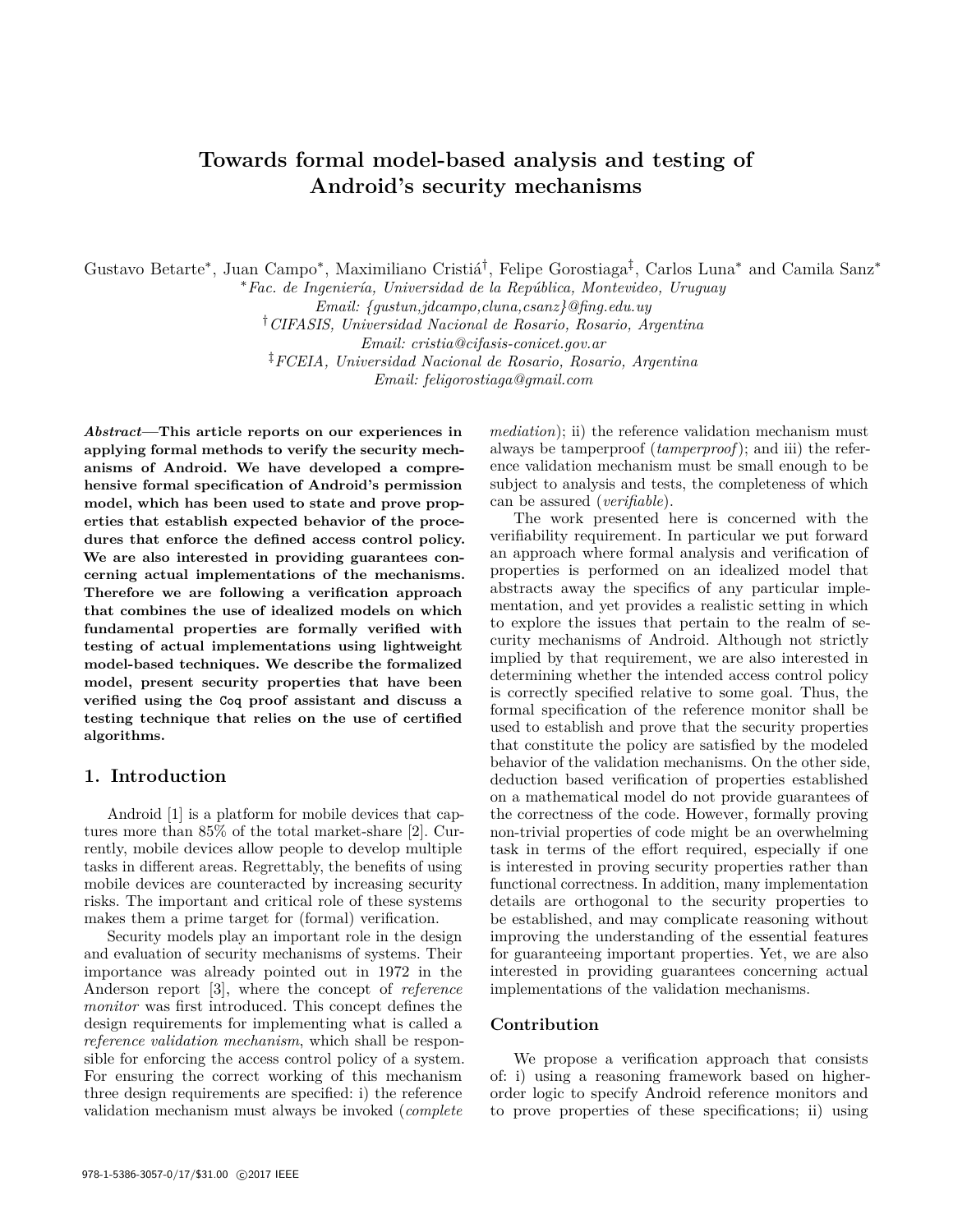# Towards formal model-based analysis and testing of Android's security mechanisms

Gustavo Betarte*, Juan Campo*, Maximiliano Cristiá†, Felipe Gorostiaga‡, Carlos Luna* and Camila Sanz*

*Fac. de Ingeniería, Universidad de la República, Montevideo, Uruguay
Email: {gustun,jdcampo,cluna,csanz}@fing.edu.uy

†CIFASIS, Universidad Nacional de Rosario, Rosario, Argentina
Email: cristia@cifasis-conicet.gov.ar

‡FCEIA, Universidad Nacional de Rosario, Rosario, Argentina
Email: feligorostiaga@gmail.com

***Abstract*—This article reports on our experiences in applying formal methods to verify the security mechanisms of Android. We have developed a comprehensive formal specification of Android's permission model, which has been used to state and prove properties that establish expected behavior of the procedures that enforce the defined access control policy. We are also interested in providing guarantees concerning actual implementations of the mechanisms. Therefore we are following a verification approach that combines the use of idealized models on which fundamental properties are formally verified with testing of actual implementations using lightweight model-based techniques. We describe the formalized model, present security properties that have been verified using the `Coq` proof assistant and discuss a testing technique that relies on the use of certified algorithms.**

## 1. Introduction

Android [1] is a platform for mobile devices that captures more than 85% of the total market-share [2]. Currently, mobile devices allow people to develop multiple tasks in different areas. Regrettably, the benefits of using mobile devices are counteracted by increasing security risks. The important and critical role of these systems makes them a prime target for (formal) verification.

Security models play an important role in the design and evaluation of security mechanisms of systems. Their importance was already pointed out in 1972 in the Anderson report [3], where the concept of *reference monitor* was first introduced. This concept defines the design requirements for implementing what is called a *reference validation mechanism*, which shall be responsible for enforcing the access control policy of a system. For ensuring the correct working of this mechanism three design requirements are specified: i) the reference validation mechanism must always be invoked (*complete mediation*); ii) the reference validation mechanism must always be tamperproof (*tamperproof*); and iii) the reference validation mechanism must be small enough to be subject to analysis and tests, the completeness of which can be assured (*verifiable*).

The work presented here is concerned with the verifiability requirement. In particular we put forward an approach where formal analysis and verification of properties is performed on an idealized model that abstracts away the specifics of any particular implementation, and yet provides a realistic setting in which to explore the issues that pertain to the realm of security mechanisms of Android. Although not strictly implied by that requirement, we are also interested in determining whether the intended access control policy is correctly specified relative to some goal. Thus, the formal specification of the reference monitor shall be used to establish and prove that the security properties that constitute the policy are satisfied by the modeled behavior of the validation mechanisms. On the other side, deduction based verification of properties established on a mathematical model do not provide guarantees of the correctness of the code. However, formally proving non-trivial properties of code might be an overwhelming task in terms of the effort required, especially if one is interested in proving security properties rather than functional correctness. In addition, many implementation details are orthogonal to the security properties to be established, and may complicate reasoning without improving the understanding of the essential features for guaranteeing important properties. Yet, we are also interested in providing guarantees concerning actual implementations of the validation mechanisms.

### Contribution

We propose a verification approach that consists of: i) using a reasoning framework based on higher-order logic to specify Android reference monitors and to prove properties of these specifications; ii) using

978-1-5386-3057-0/17/$31.00 ©2017 IEEE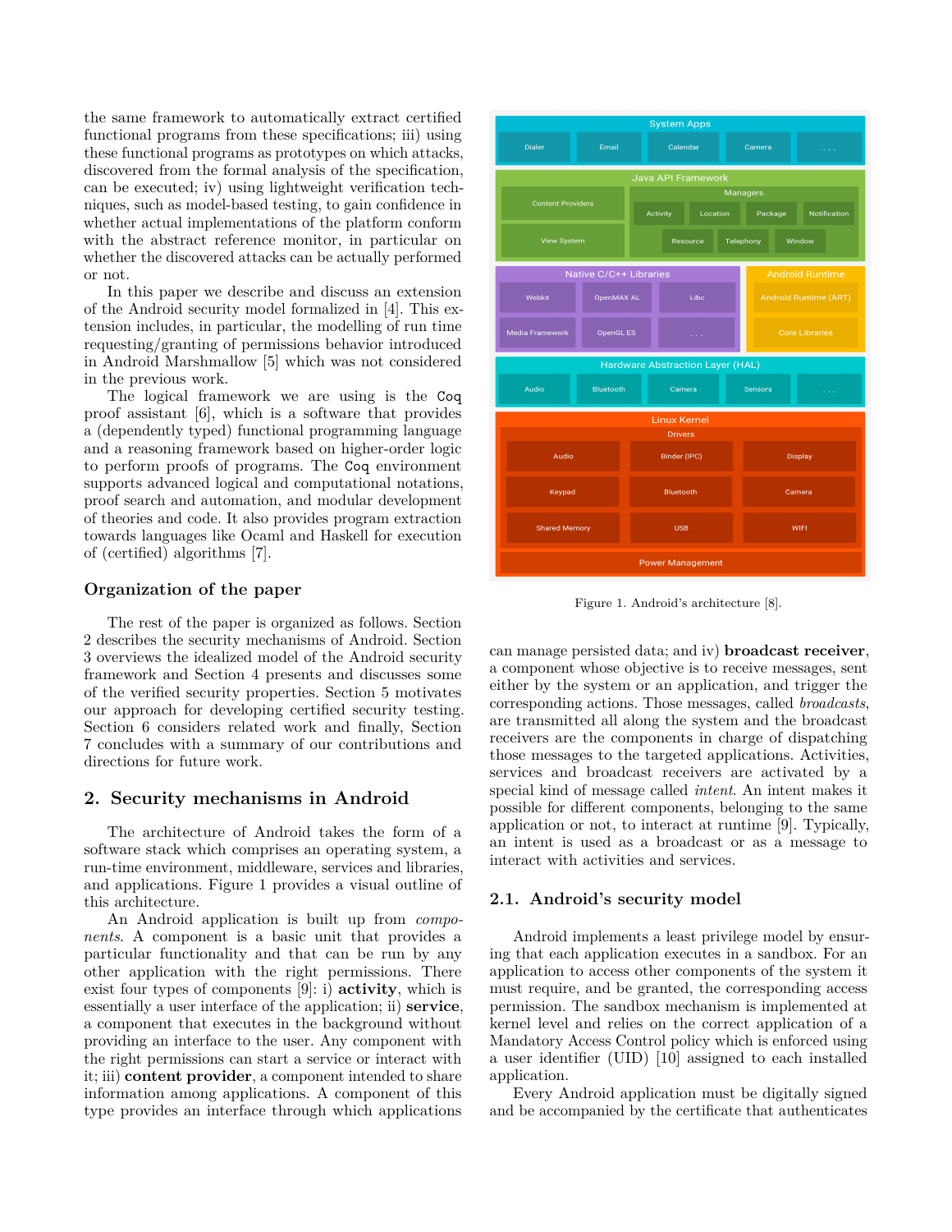the same framework to automatically extract certified functional programs from these specifications; iii) using these functional programs as prototypes on which attacks, discovered from the formal analysis of the specification, can be executed; iv) using lightweight verification techniques, such as model-based testing, to gain confidence in whether actual implementations of the platform conform with the abstract reference monitor, in particular on whether the discovered attacks can be actually performed or not.

In this paper we describe and discuss an extension of the Android security model formalized in [4]. This extension includes, in particular, the modelling of run time requesting/granting of permissions behavior introduced in Android Marshmallow [5] which was not considered in the previous work.

The logical framework we are using is the `Coq` proof assistant [6], which is a software that provides a (dependently typed) functional programming language and a reasoning framework based on higher-order logic to perform proofs of programs. The `Coq` environment supports advanced logical and computational notations, proof search and automation, and modular development of theories and code. It also provides program extraction towards languages like Ocaml and Haskell for execution of (certified) algorithms [7].

### Organization of the paper

The rest of the paper is organized as follows. Section 2 describes the security mechanisms of Android. Section 3 overviews the idealized model of the Android security framework and Section 4 presents and discusses some of the verified security properties. Section 5 motivates our approach for developing certified security testing. Section 6 considers related work and finally, Section 7 concludes with a summary of our contributions and directions for future work.

## 2. Security mechanisms in Android

The architecture of Android takes the form of a software stack which comprises an operating system, a run-time environment, middleware, services and libraries, and applications. Figure 1 provides a visual outline of this architecture.

An Android application is built up from *components*. A component is a basic unit that provides a particular functionality and that can be run by any other application with the right permissions. There exist four types of components [9]: i) **activity**, which is essentially a user interface of the application; ii) **service**, a component that executes in the background without providing an interface to the user. Any component with the right permissions can start a service or interact with it; iii) **content provider**, a component intended to share information among applications. A component of this type provides an interface through which applications

System Apps
Dialer Email Calendar Camera ...
Java API Framework
Content Providers
View System
Managers
Activity Location Package Notification
Resource Telephony Window
Native C/C++ Libraries
Webkit OpenMAX AL Libc
Media Framework OpenGL ES ...
Android Runtime
Android Runtime (ART)
Core Libraries
Hardware Abstraction Layer (HAL)
Audio Bluetooth Camera Sensors ...
Linux Kernel
Drivers
Audio Binder (IPC) Display
Keypad Bluetooth Camera
Shared Memory USB WIFI
Power Management

Figure 1. Android's architecture [8].

can manage persisted data; and iv) **broadcast receiver**, a component whose objective is to receive messages, sent either by the system or an application, and trigger the corresponding actions. Those messages, called *broadcasts*, are transmitted all along the system and the broadcast receivers are the components in charge of dispatching those messages to the targeted applications. Activities, services and broadcast receivers are activated by a special kind of message called *intent*. An intent makes it possible for different components, belonging to the same application or not, to interact at runtime [9]. Typically, an intent is used as a broadcast or as a message to interact with activities and services.

### 2.1. Android's security model

Android implements a least privilege model by ensuring that each application executes in a sandbox. For an application to access other components of the system it must require, and be granted, the corresponding access permission. The sandbox mechanism is implemented at kernel level and relies on the correct application of a Mandatory Access Control policy which is enforced using a user identifier (UID) [10] assigned to each installed application.

Every Android application must be digitally signed and be accompanied by the certificate that authenticates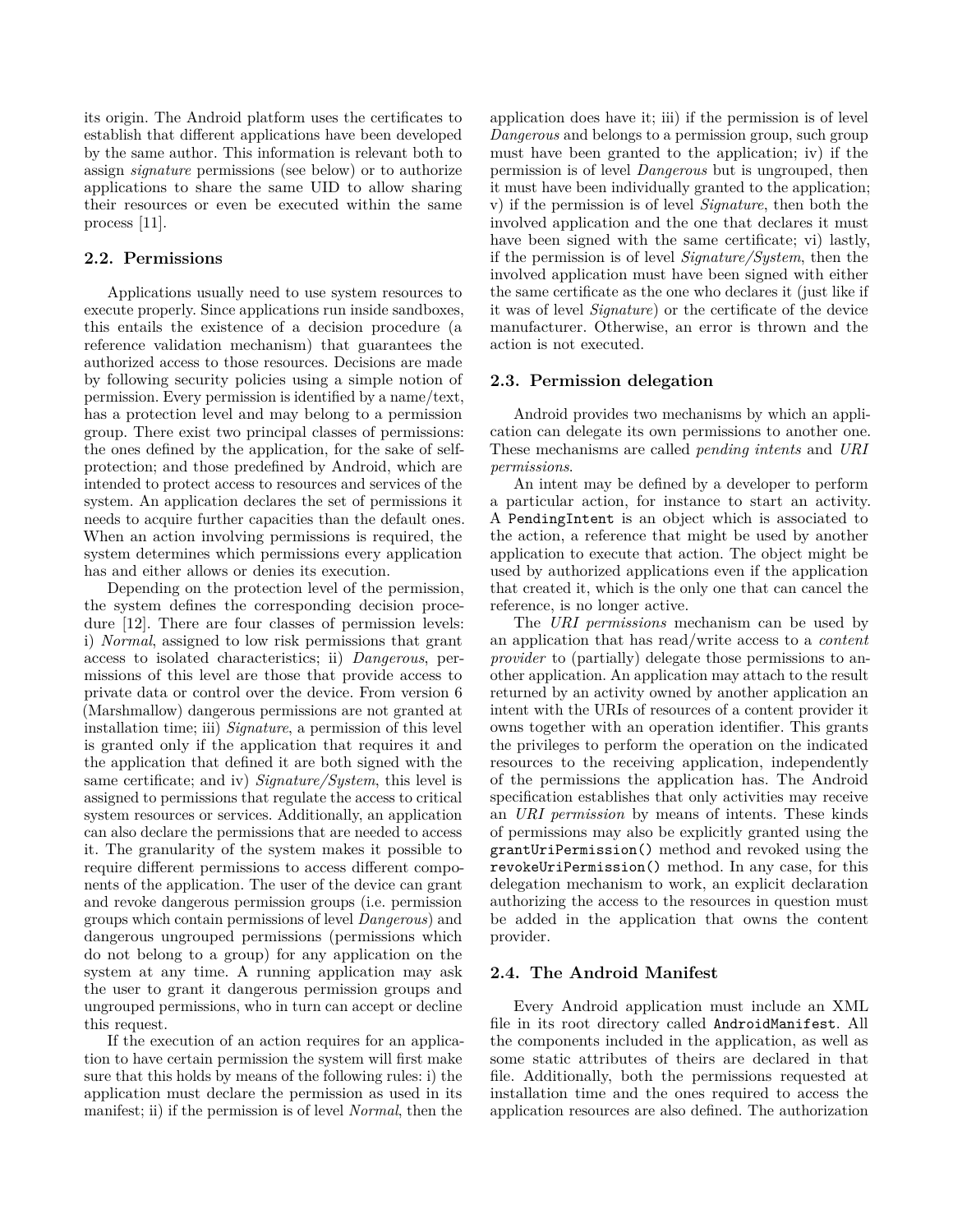its origin. The Android platform uses the certificates to establish that different applications have been developed by the same author. This information is relevant both to assign *signature* permissions (see below) or to authorize applications to share the same UID to allow sharing their resources or even be executed within the same process [11].

### 2.2. Permissions

Applications usually need to use system resources to execute properly. Since applications run inside sandboxes, this entails the existence of a decision procedure (a reference validation mechanism) that guarantees the authorized access to those resources. Decisions are made by following security policies using a simple notion of permission. Every permission is identified by a name/text, has a protection level and may belong to a permission group. There exist two principal classes of permissions: the ones defined by the application, for the sake of self-protection; and those predefined by Android, which are intended to protect access to resources and services of the system. An application declares the set of permissions it needs to acquire further capacities than the default ones. When an action involving permissions is required, the system determines which permissions every application has and either allows or denies its execution.

Depending on the protection level of the permission, the system defines the corresponding decision procedure [12]. There are four classes of permission levels: i) *Normal*, assigned to low risk permissions that grant access to isolated characteristics; ii) *Dangerous*, permissions of this level are those that provide access to private data or control over the device. From version 6 (Marshmallow) dangerous permissions are not granted at installation time; iii) *Signature*, a permission of this level is granted only if the application that requires it and the application that defined it are both signed with the same certificate; and iv) *Signature/System*, this level is assigned to permissions that regulate the access to critical system resources or services. Additionally, an application can also declare the permissions that are needed to access it. The granularity of the system makes it possible to require different permissions to access different components of the application. The user of the device can grant and revoke dangerous permission groups (i.e. permission groups which contain permissions of level *Dangerous*) and dangerous ungrouped permissions (permissions which do not belong to a group) for any application on the system at any time. A running application may ask the user to grant it dangerous permission groups and ungrouped permissions, who in turn can accept or decline this request.

If the execution of an action requires for an application to have certain permission the system will first make sure that this holds by means of the following rules: i) the application must declare the permission as used in its manifest; ii) if the permission is of level *Normal*, then the application does have it; iii) if the permission is of level *Dangerous* and belongs to a permission group, such group must have been granted to the application; iv) if the permission is of level *Dangerous* but is ungrouped, then it must have been individually granted to the application; v) if the permission is of level *Signature*, then both the involved application and the one that declares it must have been signed with the same certificate; vi) lastly, if the permission is of level *Signature/System*, then the involved application must have been signed with either the same certificate as the one who declares it (just like if it was of level *Signature*) or the certificate of the device manufacturer. Otherwise, an error is thrown and the action is not executed.

### 2.3. Permission delegation

Android provides two mechanisms by which an application can delegate its own permissions to another one. These mechanisms are called *pending intents* and *URI permissions*.

An intent may be defined by a developer to perform a particular action, for instance to start an activity. A `PendingIntent` is an object which is associated to the action, a reference that might be used by another application to execute that action. The object might be used by authorized applications even if the application that created it, which is the only one that can cancel the reference, is no longer active.

The *URI permissions* mechanism can be used by an application that has read/write access to a *content provider* to (partially) delegate those permissions to another application. An application may attach to the result returned by an activity owned by another application an intent with the URIs of resources of a content provider it owns together with an operation identifier. This grants the privileges to perform the operation on the indicated resources to the receiving application, independently of the permissions the application has. The Android specification establishes that only activities may receive an *URI permission* by means of intents. These kinds of permissions may also be explicitly granted using the `grantUriPermission()` method and revoked using the `revokeUriPermission()` method. In any case, for this delegation mechanism to work, an explicit declaration authorizing the access to the resources in question must be added in the application that owns the content provider.

### 2.4. The Android Manifest

Every Android application must include an XML file in its root directory called `AndroidManifest`. All the components included in the application, as well as some static attributes of theirs are declared in that file. Additionally, both the permissions requested at installation time and the ones required to access the application resources are also defined. The authorization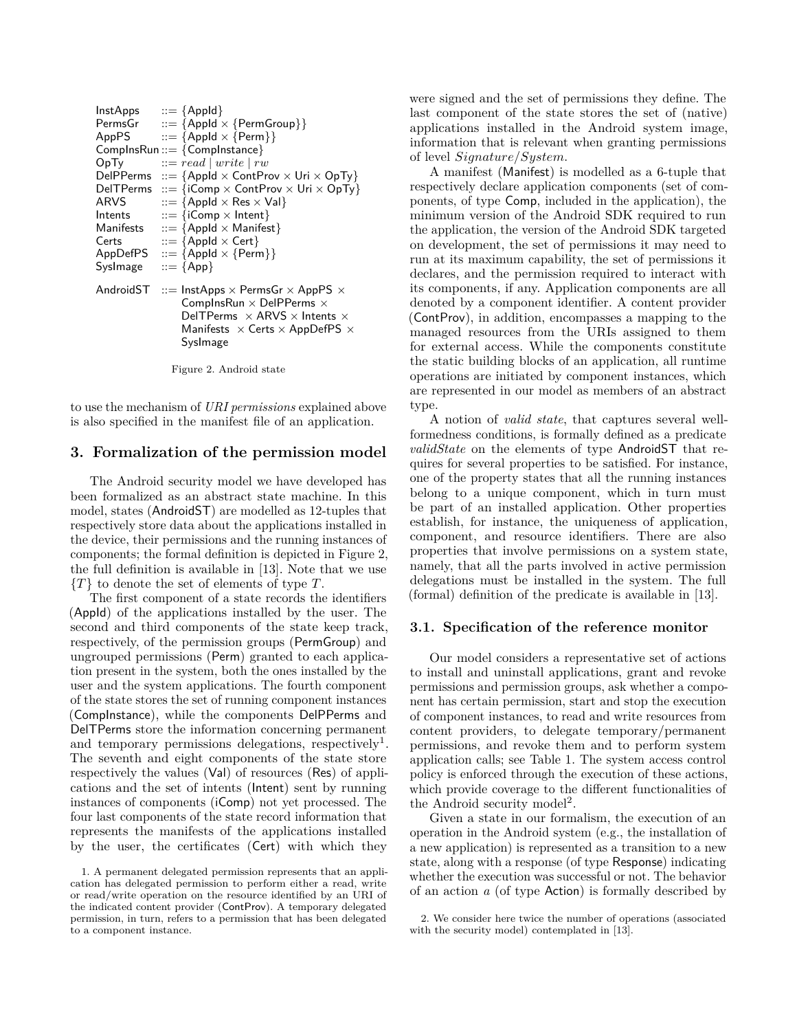$$
\begin{aligned}
\mathsf{InstApps} &::= \{\mathsf{AppId}\}\\
\mathsf{PermsGr} &::= \{\mathsf{AppId} \times \{\mathsf{PermGroup}\}\}\\
\mathsf{AppPS} &::= \{\mathsf{AppId} \times \{\mathsf{Perm}\}\}\\
\mathsf{CompInsRun} &::= \{\mathsf{CompInstance}\}\\
\mathsf{OpTy} &::= \mathit{read} \mid \mathit{write} \mid \mathit{rw}\\
\mathsf{DelPPerms} &::= \{\mathsf{AppId} \times \mathsf{ContProv} \times \mathsf{Uri} \times \mathsf{OpTy}\}\\
\mathsf{DelTPerms} &::= \{\mathsf{iComp} \times \mathsf{ContProv} \times \mathsf{Uri} \times \mathsf{OpTy}\}\\
\mathsf{ARVS} &::= \{\mathsf{AppId} \times \mathsf{Res} \times \mathsf{Val}\}\\
\mathsf{Intents} &::= \{\mathsf{iComp} \times \mathsf{Intent}\}\\
\mathsf{Manifests} &::= \{\mathsf{AppId} \times \mathsf{Manifest}\}\\
\mathsf{Certs} &::= \{\mathsf{AppId} \times \mathsf{Cert}\}\\
\mathsf{AppDefPS} &::= \{\mathsf{AppId} \times \{\mathsf{Perm}\}\}\\
\mathsf{SysImage} &::= \{\mathsf{App}\}\\[6pt]
\mathsf{AndroidST} &::= \mathsf{InstApps} \times \mathsf{PermsGr} \times \mathsf{AppPS} \times \\
&\quad\ \mathsf{CompInsRun} \times \mathsf{DelPPerms} \times \\
&\quad\ \mathsf{DelTPerms} \times \mathsf{ARVS} \times \mathsf{Intents} \times \\
&\quad\ \mathsf{Manifests} \times \mathsf{Certs} \times \mathsf{AppDefPS} \times \\
&\quad\ \mathsf{SysImage}
\end{aligned}
$$

Figure 2. Android state

to use the mechanism of *URI permissions* explained above is also specified in the manifest file of an application.

## 3. Formalization of the permission model

The Android security model we have developed has been formalized as an abstract state machine. In this model, states (AndroidST) are modelled as 12-tuples that respectively store data about the applications installed in the device, their permissions and the running instances of components; the formal definition is depicted in Figure 2, the full definition is available in [13]. Note that we use $\{T\}$ to denote the set of elements of type $T$.

The first component of a state records the identifiers (AppId) of the applications installed by the user. The second and third components of the state keep track, respectively, of the permission groups (PermGroup) and ungrouped permissions (Perm) granted to each application present in the system, both the ones installed by the user and the system applications. The fourth component of the state stores the set of running component instances (CompInstance), while the components DelPPerms and DelTPerms store the information concerning permanent and temporary permissions delegations, respectively[1]. The seventh and eight components of the state store respectively the values (Val) of resources (Res) of applications and the set of intents (Intent) sent by running instances of components (iComp) not yet processed. The four last components of the state record information that represents the manifests of the applications installed by the user, the certificates (Cert) with which they were signed and the set of permissions they define. The last component of the state stores the set of (native) applications installed in the Android system image, information that is relevant when granting permissions of level *Signature/System*.

A manifest (Manifest) is modelled as a 6-tuple that respectively declare application components (set of components, of type Comp, included in the application), the minimum version of the Android SDK required to run the application, the version of the Android SDK targeted on development, the set of permissions it may need to run at its maximum capability, the set of permissions it declares, and the permission required to interact with its components, if any. Application components are all denoted by a component identifier. A content provider (ContProv), in addition, encompasses a mapping to the managed resources from the URIs assigned to them for external access. While the components constitute the static building blocks of an application, all runtime operations are initiated by component instances, which are represented in our model as members of an abstract type.

A notion of *valid state*, that captures several well-formedness conditions, is formally defined as a predicate *validState* on the elements of type AndroidST that requires for several properties to be satisfied. For instance, one of the property states that all the running instances belong to a unique component, which in turn must be part of an installed application. Other properties establish, for instance, the uniqueness of application, component, and resource identifiers. There are also properties that involve permissions on a system state, namely, that all the parts involved in active permission delegations must be installed in the system. The full (formal) definition of the predicate is available in [13].

### 3.1. Specification of the reference monitor

Our model considers a representative set of actions to install and uninstall applications, grant and revoke permissions and permission groups, ask whether a component has certain permission, start and stop the execution of component instances, to read and write resources from content providers, to delegate temporary/permanent permissions, and revoke them and to perform system application calls; see Table 1. The system access control policy is enforced through the execution of these actions, which provide coverage to the different functionalities of the Android security model[2].

Given a state in our formalism, the execution of an operation in the Android system (e.g., the installation of a new application) is represented as a transition to a new state, along with a response (of type Response) indicating whether the execution was successful or not. The behavior of an action $a$ (of type Action) is formally described by

1. A permanent delegated permission represents that an application has delegated permission to perform either a read, write or read/write operation on the resource identified by an URI of the indicated content provider (ContProv). A temporary delegated permission, in turn, refers to a permission that has been delegated to a component instance.

2. We consider here twice the number of operations (associated with the security model) contemplated in [13].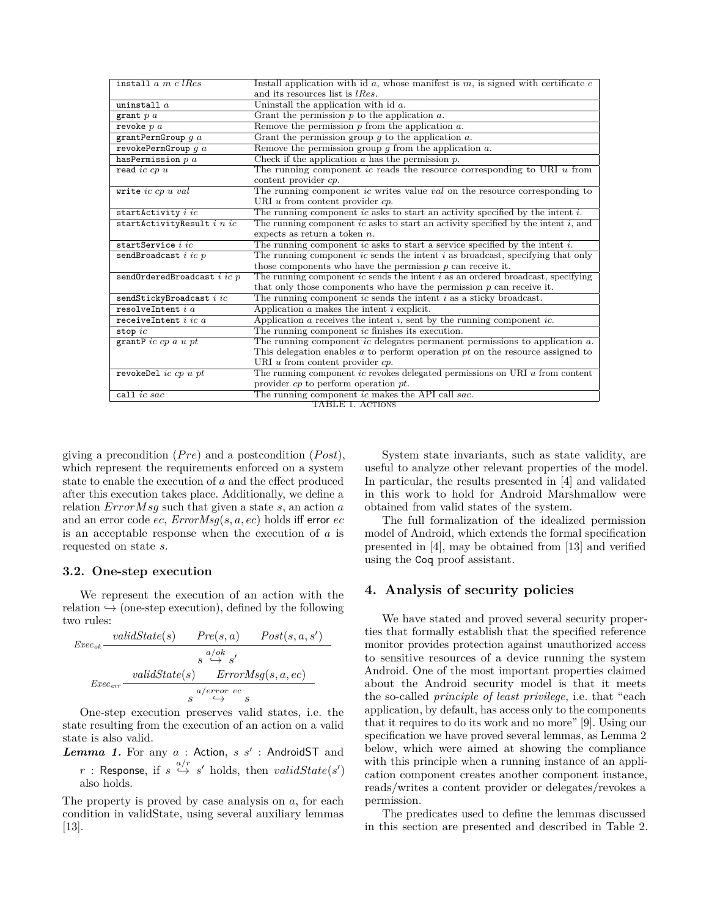| | |
|---|---|
| `install` $a$ $m$ $c$ $lRes$ | Install application with id $a$, whose manifest is $m$, is signed with certificate $c$ and its resources list is $lRes$. |
| `uninstall` $a$ | Uninstall the application with id $a$. |
| `grant` $p$ $a$ | Grant the permission $p$ to the application $a$. |
| `revoke` $p$ $a$ | Remove the permission $p$ from the application $a$. |
| `grantPermGroup` $g$ $a$ | Grant the permission group $g$ to the application $a$. |
| `revokePermGroup` $g$ $a$ | Remove the permission group $g$ from the application $a$. |
| `hasPermission` $p$ $a$ | Check if the application $a$ has the permission $p$. |
| `read` $ic$ $cp$ $u$ | The running component $ic$ reads the resource corresponding to URI $u$ from content provider $cp$. |
| `write` $ic$ $cp$ $u$ $val$ | The running component $ic$ writes value $val$ on the resource corresponding to URI $u$ from content provider $cp$. |
| `startActivity` $i$ $ic$ | The running component $ic$ asks to start an activity specified by the intent $i$. |
| `startActivityResult` $i$ $n$ $ic$ | The running component $ic$ asks to start an activity specified by the intent $i$, and expects as return a token $n$. |
| `startService` $i$ $ic$ | The running component $ic$ asks to start a service specified by the intent $i$. |
| `sendBroadcast` $i$ $ic$ $p$ | The running component $ic$ sends the intent $i$ as broadcast, specifying that only those components who have the permission $p$ can receive it. |
| `sendOrderedBroadcast` $i$ $ic$ $p$ | The running component $ic$ sends the intent $i$ as an ordered broadcast, specifying that only those components who have the permission $p$ can receive it. |
| `sendStickyBroadcast` $i$ $ic$ | The running component $ic$ sends the intent $i$ as a sticky broadcast. |
| `resolveIntent` $i$ $a$ | Application $a$ makes the intent $i$ explicit. |
| `receiveIntent` $i$ $ic$ $a$ | Application $a$ receives the intent $i$, sent by the running component $ic$. |
| `stop` $ic$ | The running component $ic$ finishes its execution. |
| `grantP` $ic$ $cp$ $a$ $u$ $pt$ | The running component $ic$ delegates permanent permissions to application $a$. This delegation enables $a$ to perform operation $pt$ on the resource assigned to URI $u$ from content provider $cp$. |
| `revokeDel` $ic$ $cp$ $u$ $pt$ | The running component $ic$ revokes delegated permissions on URI $u$ from content provider $cp$ to perform operation $pt$. |
| `call` $ic$ $sac$ | The running component $ic$ makes the API call $sac$. |

TABLE 1. ACTIONS

giving a precondition ($Pre$) and a postcondition ($Post$), which represent the requirements enforced on a system state to enable the execution of $a$ and the effect produced after this execution takes place. Additionally, we define a relation $ErrorMsg$ such that given a state $s$, an action $a$ and an error code $ec$, $ErrorMsg(s, a, ec)$ holds iff error $ec$ is an acceptable response when the execution of $a$ is requested on state $s$.

### 3.2. One-step execution

We represent the execution of an action with the relation $\hookrightarrow$ (one-step execution), defined by the following two rules:

$$Exec_{ok}\,\frac{validState(s) \qquad Pre(s,a) \qquad Post(s,a,s')}{s \overset{a/ok}{\hookrightarrow} s'}$$

$$Exec_{err}\,\frac{validState(s) \qquad ErrorMsg(s,a,ec)}{s \overset{a/error\ ec}{\hookrightarrow} s}$$

One-step execution preserves valid states, i.e. the state resulting from the execution of an action on a valid state is also valid.

***Lemma 1.*** For any $a$ : Action, $s$ $s'$ : AndroidST and $r$ : Response, if $s \overset{a/r}{\hookrightarrow} s'$ holds, then $validState(s')$ also holds.

The property is proved by case analysis on $a$, for each condition in validState, using several auxiliary lemmas [13].

System state invariants, such as state validity, are useful to analyze other relevant properties of the model. In particular, the results presented in [4] and validated in this work to hold for Android Marshmallow were obtained from valid states of the system.

The full formalization of the idealized permission model of Android, which extends the formal specification presented in [4], may be obtained from [13] and verified using the Coq proof assistant.

## 4. Analysis of security policies

We have stated and proved several security properties that formally establish that the specified reference monitor provides protection against unauthorized access to sensitive resources of a device running the system Android. One of the most important properties claimed about the Android security model is that it meets the so-called *principle of least privilege*, i.e. that "each application, by default, has access only to the components that it requires to do its work and no more" [9]. Using our specification we have proved several lemmas, as Lemma 2 below, which were aimed at showing the compliance with this principle when a running instance of an application component creates another component instance, reads/writes a content provider or delegates/revokes a permission.

The predicates used to define the lemmas discussed in this section are presented and described in Table 2.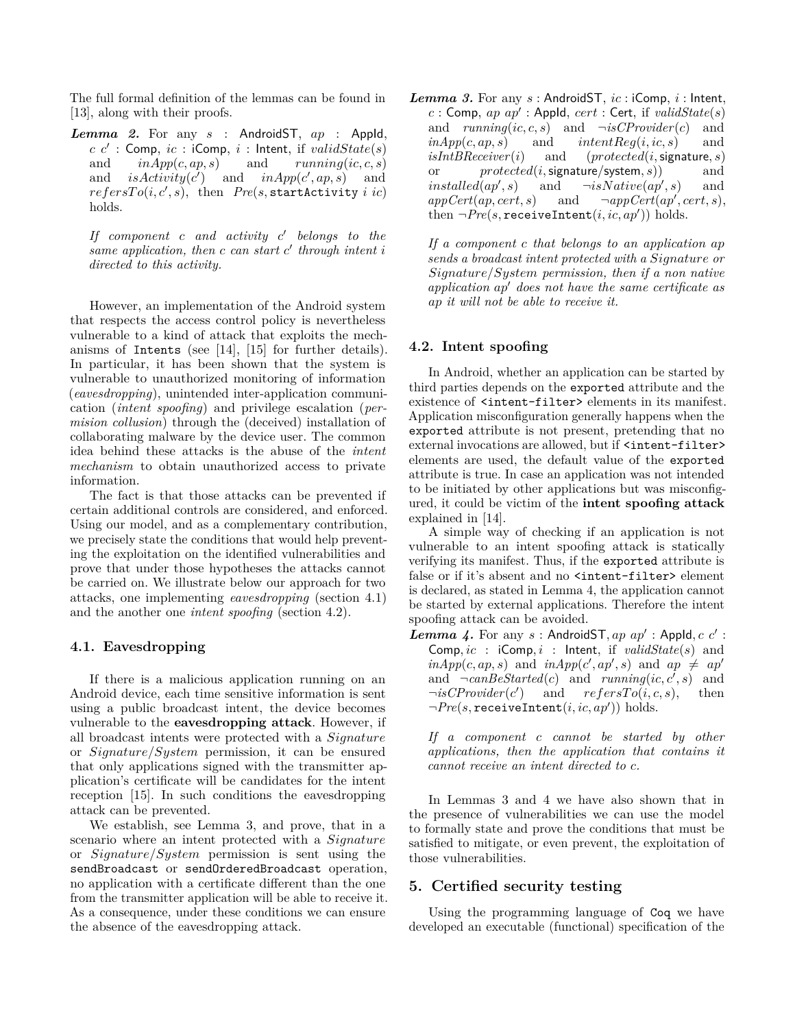The full formal definition of the lemmas can be found in [13], along with their proofs.

***Lemma 2.*** For any $s$ : $\mathsf{AndroidST}$, $ap$ : $\mathsf{AppId}$, $c\ c'$ : $\mathsf{Comp}$, $ic$ : $\mathsf{iComp}$, $i$ : $\mathsf{Intent}$, if $validState(s)$ and $inApp(c, ap, s)$ and $running(ic, c, s)$ and $isActivity(c')$ and $inApp(c', ap, s)$ and $refersTo(i, c', s)$, then $Pre(s, \texttt{startActivity}\ i\ ic)$ holds.

*If component $c$ and activity $c'$ belongs to the same application, then $c$ can start $c'$ through intent $i$ directed to this activity.*

However, an implementation of the Android system that respects the access control policy is nevertheless vulnerable to a kind of attack that exploits the mechanisms of `Intents` (see [14], [15] for further details). In particular, it has been shown that the system is vulnerable to unauthorized monitoring of information (*eavesdropping*), unintended inter-application communication (*intent spoofing*) and privilege escalation (*permision collusion*) through the (deceived) installation of collaborating malware by the device user. The common idea behind these attacks is the abuse of the *intent mechanism* to obtain unauthorized access to private information.

The fact is that those attacks can be prevented if certain additional controls are considered, and enforced. Using our model, and as a complementary contribution, we precisely state the conditions that would help preventing the exploitation on the identified vulnerabilities and prove that under those hypotheses the attacks cannot be carried on. We illustrate below our approach for two attacks, one implementing *eavesdropping* (section 4.1) and the another one *intent spoofing* (section 4.2).

### 4.1. Eavesdropping

If there is a malicious application running on an Android device, each time sensitive information is sent using a public broadcast intent, the device becomes vulnerable to the **eavesdropping attack**. However, if all broadcast intents were protected with a *Signature* or *Signature/System* permission, it can be ensured that only applications signed with the transmitter application's certificate will be candidates for the intent reception [15]. In such conditions the eavesdropping attack can be prevented.

We establish, see Lemma 3, and prove, that in a scenario where an intent protected with a *Signature* or *Signature/System* permission is sent using the `sendBroadcast` or `sendOrderedBroadcast` operation, no application with a certificate different than the one from the transmitter application will be able to receive it. As a consequence, under these conditions we can ensure the absence of the eavesdropping attack.

***Lemma 3.*** For any $s$ : $\mathsf{AndroidST}$, $ic$ : $\mathsf{iComp}$, $i$ : $\mathsf{Intent}$, $c$ : $\mathsf{Comp}$, $ap\ ap'$ : $\mathsf{AppId}$, $cert$ : $\mathsf{Cert}$, if $validState(s)$ and $running(ic, c, s)$ and $\neg isCProvider(c)$ and $inApp(c, ap, s)$ and $intentReg(i, ic, s)$ and $isIntBReceiver(i)$ and $(protected(i, \mathsf{signature}, s)$ or $protected(i, \mathsf{signature/system}, s))$ and $installed(ap', s)$ and $\neg isNative(ap', s)$ and $appCert(ap, cert, s)$ and $\neg appCert(ap', cert, s)$, then $\neg Pre(s, \texttt{receiveIntent}(i, ic, ap'))$ holds.

*If a component $c$ that belongs to an application $ap$ sends a broadcast intent protected with a Signature or Signature/System permission, then if a non native application $ap'$ does not have the same certificate as $ap$ it will not be able to receive it.*

### 4.2. Intent spoofing

In Android, whether an application can be started by third parties depends on the `exported` attribute and the existence of `<intent-filter>` elements in its manifest. Application misconfiguration generally happens when the `exported` attribute is not present, pretending that no external invocations are allowed, but if `<intent-filter>` elements are used, the default value of the `exported` attribute is true. In case an application was not intended to be initiated by other applications but was misconfigured, it could be victim of the **intent spoofing attack** explained in [14].

A simple way of checking if an application is not vulnerable to an intent spoofing attack is statically verifying its manifest. Thus, if the `exported` attribute is false or if it's absent and no `<intent-filter>` element is declared, as stated in Lemma 4, the application cannot be started by external applications. Therefore the intent spoofing attack can be avoided.

***Lemma 4.*** For any $s$ : $\mathsf{AndroidST}, ap\ ap'$ : $\mathsf{AppId}, c\ c'$ : $\mathsf{Comp}, ic$ : $\mathsf{iComp}, i$ : $\mathsf{Intent}$, if $validState(s)$ and $inApp(c, ap, s)$ and $inApp(c', ap', s)$ and $ap \neq ap'$ and $\neg canBeStarted(c)$ and $running(ic, c', s)$ and $\neg isCProvider(c')$ and $refersTo(i, c, s)$, then $\neg Pre(s, \texttt{receiveIntent}(i, ic, ap'))$ holds.

*If a component $c$ cannot be started by other applications, then the application that contains it cannot receive an intent directed to $c$.*

In Lemmas 3 and 4 we have also shown that in the presence of vulnerabilities we can use the model to formally state and prove the conditions that must be satisfied to mitigate, or even prevent, the exploitation of those vulnerabilities.

## 5. Certified security testing

Using the programming language of `Coq` we have developed an executable (functional) specification of the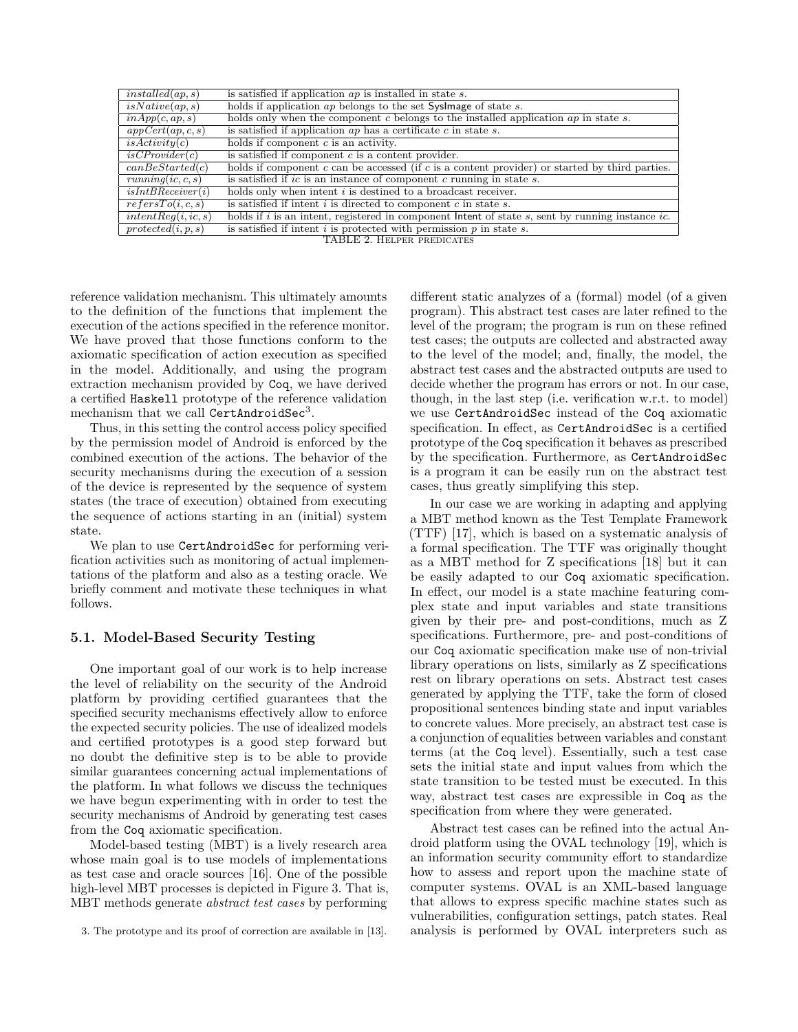| | |
|---|---|
| $installed(ap, s)$ | is satisfied if application $ap$ is installed in state $s$. |
| $isNative(ap, s)$ | holds if application $ap$ belongs to the set SysImage of state $s$. |
| $inApp(c, ap, s)$ | holds only when the component $c$ belongs to the installed application $ap$ in state $s$. |
| $appCert(ap, c, s)$ | is satisfied if application $ap$ has a certificate $c$ in state $s$. |
| $isActivity(c)$ | holds if component $c$ is an activity. |
| $isCProvider(c)$ | is satisfied if component $c$ is a content provider. |
| $canBeStarted(c)$ | holds if component $c$ can be accessed (if $c$ is a content provider) or started by third parties. |
| $running(ic, c, s)$ | is satisfied if $ic$ is an instance of component $c$ running in state $s$. |
| $isIntBReceiver(i)$ | holds only when intent $i$ is destined to a broadcast receiver. |
| $refersTo(i, c, s)$ | is satisfied if intent $i$ is directed to component $c$ in state $s$. |
| $intentReg(i, ic, s)$ | holds if $i$ is an intent, registered in component Intent of state $s$, sent by running instance $ic$. |
| $protected(i, p, s)$ | is satisfied if intent $i$ is protected with permission $p$ in state $s$. |

TABLE 2. Helper predicates

reference validation mechanism. This ultimately amounts to the definition of the functions that implement the execution of the actions specified in the reference monitor. We have proved that those functions conform to the axiomatic specification of action execution as specified in the model. Additionally, and using the program extraction mechanism provided by Coq, we have derived a certified Haskell prototype of the reference validation mechanism that we call CertAndroidSec[3].

Thus, in this setting the control access policy specified by the permission model of Android is enforced by the combined execution of the actions. The behavior of the security mechanisms during the execution of a session of the device is represented by the sequence of system states (the trace of execution) obtained from executing the sequence of actions starting in an (initial) system state.

We plan to use CertAndroidSec for performing verification activities such as monitoring of actual implementations of the platform and also as a testing oracle. We briefly comment and motivate these techniques in what follows.

### 5.1. Model-Based Security Testing

One important goal of our work is to help increase the level of reliability on the security of the Android platform by providing certified guarantees that the specified security mechanisms effectively allow to enforce the expected security policies. The use of idealized models and certified prototypes is a good step forward but no doubt the definitive step is to be able to provide similar guarantees concerning actual implementations of the platform. In what follows we discuss the techniques we have begun experimenting with in order to test the security mechanisms of Android by generating test cases from the Coq axiomatic specification.

Model-based testing (MBT) is a lively research area whose main goal is to use models of implementations as test case and oracle sources [16]. One of the possible high-level MBT processes is depicted in Figure 3. That is, MBT methods generate *abstract test cases* by performing different static analyzes of a (formal) model (of a given program). This abstract test cases are later refined to the level of the program; the program is run on these refined test cases; the outputs are collected and abstracted away to the level of the model; and, finally, the model, the abstract test cases and the abstracted outputs are used to decide whether the program has errors or not. In our case, though, in the last step (i.e. verification w.r.t. to model) we use CertAndroidSec instead of the Coq axiomatic specification. In effect, as CertAndroidSec is a certified prototype of the Coq specification it behaves as prescribed by the specification. Furthermore, as CertAndroidSec is a program it can be easily run on the abstract test cases, thus greatly simplifying this step.

In our case we are working in adapting and applying a MBT method known as the Test Template Framework (TTF) [17], which is based on a systematic analysis of a formal specification. The TTF was originally thought as a MBT method for Z specifications [18] but it can be easily adapted to our Coq axiomatic specification. In effect, our model is a state machine featuring complex state and input variables and state transitions given by their pre- and post-conditions, much as Z specifications. Furthermore, pre- and post-conditions of our Coq axiomatic specification make use of non-trivial library operations on lists, similarly as Z specifications rest on library operations on sets. Abstract test cases generated by applying the TTF, take the form of closed propositional sentences binding state and input variables to concrete values. More precisely, an abstract test case is a conjunction of equalities between variables and constant terms (at the Coq level). Essentially, such a test case sets the initial state and input values from which the state transition to be tested must be executed. In this way, abstract test cases are expressible in Coq as the specification from where they were generated.

Abstract test cases can be refined into the actual Android platform using the OVAL technology [19], which is an information security community effort to standardize how to assess and report upon the machine state of computer systems. OVAL is an XML-based language that allows to express specific machine states such as vulnerabilities, configuration settings, patch states. Real analysis is performed by OVAL interpreters such as

3. The prototype and its proof of correction are available in [13].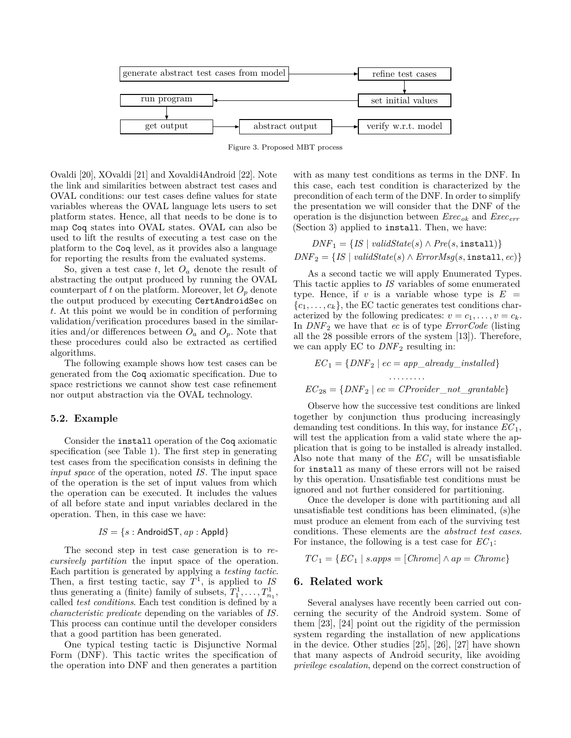generate abstract test cases from model → refine test cases → set initial values → run program → get output → abstract output → verify w.r.t. model

Figure 3. Proposed MBT process

Ovaldi [20], XOvaldi [21] and Xovaldi4Android [22]. Note the link and similarities between abstract test cases and OVAL conditions: our test cases define values for state variables whereas the OVAL language lets users to set platform states. Hence, all that needs to be done is to map Coq states into OVAL states. OVAL can also be used to lift the results of executing a test case on the platform to the Coq level, as it provides also a language for reporting the results from the evaluated systems.

So, given a test case $t$, let $O_a$ denote the result of abstracting the output produced by running the OVAL counterpart of $t$ on the platform. Moreover, let $O_p$ denote the output produced by executing CertAndroidSec on $t$. At this point we would be in condition of performing validation/verification procedures based in the similarities and/or differences between $O_a$ and $O_p$. Note that these procedures could also be extracted as certified algorithms.

The following example shows how test cases can be generated from the Coq axiomatic specification. Due to space restrictions we cannot show test case refinement nor output abstraction via the OVAL technology.

### 5.2. Example

Consider the install operation of the Coq axiomatic specification (see Table 1). The first step in generating test cases from the specification consists in defining the *input space* of the operation, noted *IS*. The input space of the operation is the set of input values from which the operation can be executed. It includes the values of all before state and input variables declared in the operation. Then, in this case we have:

$$IS = \{s : \mathsf{AndroidST}, ap : \mathsf{AppId}\}$$

The second step in test case generation is to *recursively partition* the input space of the operation. Each partition is generated by applying a *testing tactic*. Then, a first testing tactic, say $T^1$, is applied to *IS* thus generating a (finite) family of subsets, $T^1_1, \ldots, T^1_{n_1}$, called *test conditions*. Each test condition is defined by a *characteristic predicate* depending on the variables of *IS*. This process can continue until the developer considers that a good partition has been generated.

One typical testing tactic is Disjunctive Normal Form (DNF). This tactic writes the specification of the operation into DNF and then generates a partition with as many test conditions as terms in the DNF. In this case, each test condition is characterized by the precondition of each term of the DNF. In order to simplify the presentation we will consider that the DNF of the operation is the disjunction between $Exec_{ok}$ and $Exec_{err}$ (Section 3) applied to install. Then, we have:

$$DNF_1 = \{IS \mid validState(s) \land Pre(s, \mathtt{install})\}$$
$$DNF_2 = \{IS \mid validState(s) \land ErrorMsg(s, \mathtt{install}, ec)\}$$

As a second tactic we will apply Enumerated Types. This tactic applies to *IS* variables of some enumerated type. Hence, if $v$ is a variable whose type is $E = \{c_1, \ldots, c_k\}$, the EC tactic generates test conditions characterized by the following predicates: $v = c_1, \ldots, v = c_k$. In $DNF_2$ we have that $ec$ is of type *ErrorCode* (listing all the 28 possible errors of the system [13]). Therefore, we can apply EC to $DNF_2$ resulting in:

$$EC_1 = \{DNF_2 \mid ec = app\_already\_installed\}$$
$$\ldots\ldots\ldots$$
$$EC_{28} = \{DNF_2 \mid ec = CProvider\_not\_grantable\}$$

Observe how the successive test conditions are linked together by conjunction thus producing increasingly demanding test conditions. In this way, for instance $EC_1$, will test the application from a valid state where the application that is going to be installed is already installed. Also note that many of the $EC_i$ will be unsatisfiable for install as many of these errors will not be raised by this operation. Unsatisfiable test conditions must be ignored and not further considered for partitioning.

Once the developer is done with partitioning and all unsatisfiable test conditions has been eliminated, (s)he must produce an element from each of the surviving test conditions. These elements are the *abstract test cases*. For instance, the following is a test case for $EC_1$:

$$TC_1 = \{EC_1 \mid s.apps = [Chrome] \land ap = Chrome\}$$

## 6. Related work

Several analyses have recently been carried out concerning the security of the Android system. Some of them [23], [24] point out the rigidity of the permission system regarding the installation of new applications in the device. Other studies [25], [26], [27] have shown that many aspects of Android security, like avoiding *privilege escalation*, depend on the correct construction of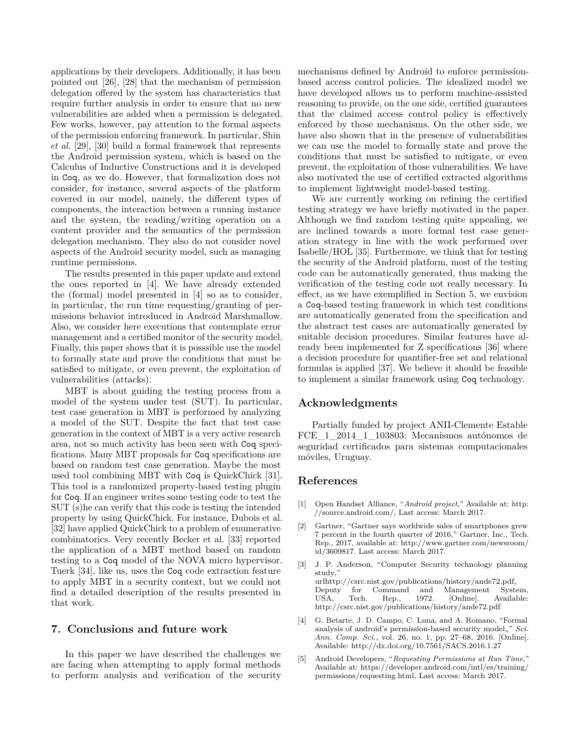applications by their developers. Additionally, it has been pointed out [26], [28] that the mechanism of permission delegation offered by the system has characteristics that require further analysis in order to ensure that no new vulnerabilities are added when a permission is delegated. Few works, however, pay attention to the formal aspects of the permission enforcing framework. In particular, Shin *et al.* [29], [30] build a formal framework that represents the Android permission system, which is based on the Calculus of Inductive Constructions and it is developed in Coq, as we do. However, that formalization does not consider, for instance, several aspects of the platform covered in our model, namely, the different types of components, the interaction between a running instance and the system, the reading/writing operation on a content provider and the semantics of the permission delegation mechanism. They also do not consider novel aspects of the Android security model, such as managing runtime permissions.

The results presented in this paper update and extend the ones reported in [4]. We have already extended the (formal) model presented in [4] so as to consider, in particular, the run time requesting/granting of permissions behavior introduced in Android Marshmallow. Also, we consider here executions that contemplate error management and a certified monitor of the security model. Finally, this paper shows that it is posssible use the model to formally state and prove the conditions that must be satisfied to mitigate, or even prevent, the exploitation of vulnerabilities (attacks).

MBT is about guiding the testing process from a model of the system under test (SUT). In particular, test case generation in MBT is performed by analyzing a model of the SUT. Despite the fact that test case generation in the context of MBT is a very active research area, not so much activity has been seen with Coq specifications. Many MBT proposals for Coq specifications are based on random test case generation. Maybe the most used tool combining MBT with Coq is QuickChick [31]. This tool is a randomized property-based testing plugin for Coq. If an engineer writes some testing code to test the SUT (s)he can verify that this code is testing the intended property by using QuickChick. For instance, Dubois et al. [32] have applied QuickChick to a problem of enumerative combinatorics. Very recently Becker et al. [33] reported the application of a MBT method based on random testing to a Coq model of the NOVA micro hypervisor. Tuerk [34], like us, uses the Coq code extraction feature to apply MBT in a security context, but we could not find a detailed description of the results presented in that work.

## 7. Conclusions and future work

In this paper we have described the challenges we are facing when attempting to apply formal methods to perform analysis and verification of the security mechanisms defined by Android to enforce permission-based access control policies. The idealized model we have developed allows us to perform machine-assisted reasoning to provide, on the one side, certified guarantees that the claimed access control policy is effectively enforced by those mechanisms. On the other side, we have also shown that in the presence of vulnerabilities we can use the model to formally state and prove the conditions that must be satisfied to mitigate, or even prevent, the exploitation of those vulnerabilities. We have also motivated the use of certified extracted algorithms to implement lightweight model-based testing.

We are currently working on refining the certified testing strategy we have briefly motivated in the paper. Although we find random testing quite appealing, we are inclined towards a more formal test case generation strategy in line with the work performed over Isabelle/HOL [35]. Furthermore, we think that for testing the security of the Android platform, most of the testing code can be automatically generated, thus making the verification of the testing code not really necessary. In effect, as we have exemplified in Section 5, we envision a Coq-based testing framework in which test conditions are automatically generated from the specification and the abstract test cases are automatically generated by suitable decision procedures. Similar features have already been implemented for Z specifications [36] where a decision procedure for quantifier-free set and relational formulas is applied [37]. We believe it should be feasible to implement a similar framework using Coq technology.

## Acknowledgments

Partially funded by project ANII-Clemente Estable FCE_1_2014_1_103803: Mecanismos autónomos de seguridad certificados para sistemas computacionales móviles, Uruguay.

## References

[1] Open Handset Alliance, "*Android project*," Available at: http://source.android.com/, Last access: March 2017.

[2] Gartner, "Gartner says worldwide sales of smartphones grew 7 percent in the fourth quarter of 2016," Gartner, Inc., Tech. Rep., 2017, available at: http://www.gartner.com/newsroom/id/3609817. Last access: March 2017.

[3] J. P. Anderson, "Computer Security technology planning study," urlhttp://csrc.nist.gov/publications/history/ande72.pdf, Deputy for Command and Management System, USA, Tech. Rep., 1972. [Online]. Available: http://csrc.nist.gov/publications/history/ande72.pdf

[4] G. Betarte, J. D. Campo, C. Luna, and A. Romano, "Formal analysis of android's permission-based security model,," *Sci. Ann. Comp. Sci.*, vol. 26, no. 1, pp. 27–68, 2016. [Online]. Available: http://dx.doi.org/10.7561/SACS.2016.1.27

[5] Android Developers, "*Requesting Permissions at Run Time*," Available at: https://developer.android.com/intl/es/training/permissions/requesting.html, Last access: March 2017.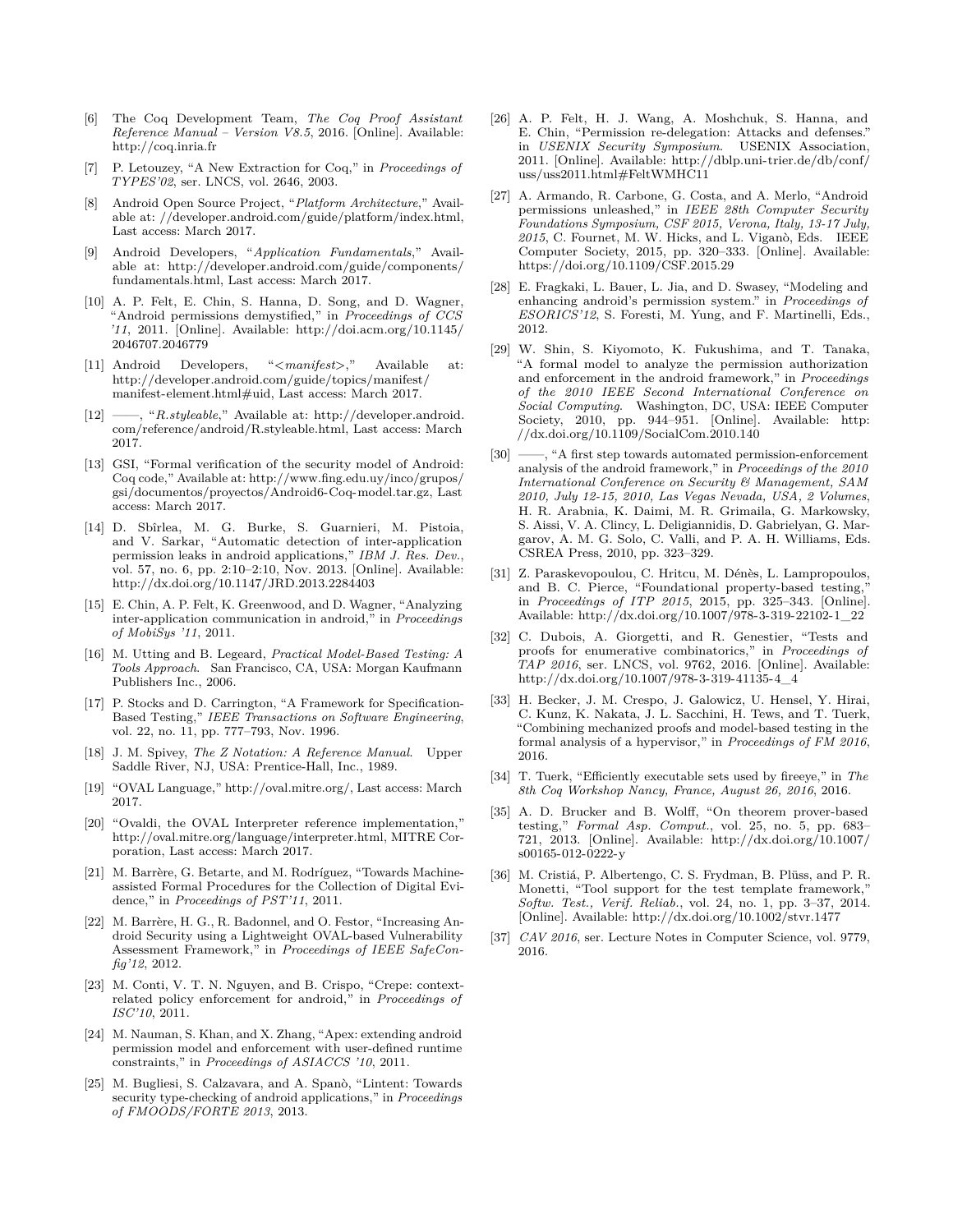[6] The Coq Development Team, *The Coq Proof Assistant Reference Manual – Version V8.5*, 2016. [Online]. Available: http://coq.inria.fr

[7] P. Letouzey, "A New Extraction for Coq," in *Proceedings of TYPES'02*, ser. LNCS, vol. 2646, 2003.

[8] Android Open Source Project, "*Platform Architecture*," Available at: //developer.android.com/guide/platform/index.html, Last access: March 2017.

[9] Android Developers, "*Application Fundamentals*," Available at: http://developer.android.com/guide/components/fundamentals.html, Last access: March 2017.

[10] A. P. Felt, E. Chin, S. Hanna, D. Song, and D. Wagner, "Android permissions demystified," in *Proceedings of CCS '11*, 2011. [Online]. Available: http://doi.acm.org/10.1145/2046707.2046779

[11] Android Developers, "*<manifest>*," Available at: http://developer.android.com/guide/topics/manifest/manifest-element.html#uid, Last access: March 2017.

[12] ——, "*R.styleable*," Available at: http://developer.android.com/reference/android/R.styleable.html, Last access: March 2017.

[13] GSI, "Formal verification of the security model of Android: Coq code," Available at: http://www.fing.edu.uy/inco/grupos/gsi/documentos/proyectos/Android6-Coq-model.tar.gz, Last access: March 2017.

[14] D. Sbîrlea, M. G. Burke, S. Guarnieri, M. Pistoia, and V. Sarkar, "Automatic detection of inter-application permission leaks in android applications," *IBM J. Res. Dev.*, vol. 57, no. 6, pp. 2:10–2:10, Nov. 2013. [Online]. Available: http://dx.doi.org/10.1147/JRD.2013.2284403

[15] E. Chin, A. P. Felt, K. Greenwood, and D. Wagner, "Analyzing inter-application communication in android," in *Proceedings of MobiSys '11*, 2011.

[16] M. Utting and B. Legeard, *Practical Model-Based Testing: A Tools Approach*. San Francisco, CA, USA: Morgan Kaufmann Publishers Inc., 2006.

[17] P. Stocks and D. Carrington, "A Framework for Specification-Based Testing," *IEEE Transactions on Software Engineering*, vol. 22, no. 11, pp. 777–793, Nov. 1996.

[18] J. M. Spivey, *The Z Notation: A Reference Manual*. Upper Saddle River, NJ, USA: Prentice-Hall, Inc., 1989.

[19] "OVAL Language," http://oval.mitre.org/, Last access: March 2017.

[20] "Ovaldi, the OVAL Interpreter reference implementation," http://oval.mitre.org/language/interpreter.html, MITRE Corporation, Last access: March 2017.

[21] M. Barrère, G. Betarte, and M. Rodríguez, "Towards Machine-assisted Formal Procedures for the Collection of Digital Evidence," in *Proceedings of PST'11*, 2011.

[22] M. Barrère, H. G., R. Badonnel, and O. Festor, "Increasing Android Security using a Lightweight OVAL-based Vulnerability Assessment Framework," in *Proceedings of IEEE SafeConfig'12*, 2012.

[23] M. Conti, V. T. N. Nguyen, and B. Crispo, "Crepe: context-related policy enforcement for android," in *Proceedings of ISC'10*, 2011.

[24] M. Nauman, S. Khan, and X. Zhang, "Apex: extending android permission model and enforcement with user-defined runtime constraints," in *Proceedings of ASIACCS '10*, 2011.

[25] M. Bugliesi, S. Calzavara, and A. Spanò, "Lintent: Towards security type-checking of android applications," in *Proceedings of FMOODS/FORTE 2013*, 2013.

[26] A. P. Felt, H. J. Wang, A. Moshchuk, S. Hanna, and E. Chin, "Permission re-delegation: Attacks and defenses." in *USENIX Security Symposium*. USENIX Association, 2011. [Online]. Available: http://dblp.uni-trier.de/db/conf/uss/uss2011.html#FeltWMHC11

[27] A. Armando, R. Carbone, G. Costa, and A. Merlo, "Android permissions unleashed," in *IEEE 28th Computer Security Foundations Symposium, CSF 2015, Verona, Italy, 13-17 July, 2015*, C. Fournet, M. W. Hicks, and L. Viganò, Eds. IEEE Computer Society, 2015, pp. 320–333. [Online]. Available: https://doi.org/10.1109/CSF.2015.29

[28] E. Fragkaki, L. Bauer, L. Jia, and D. Swasey, "Modeling and enhancing android's permission system." in *Proceedings of ESORICS'12*, S. Foresti, M. Yung, and F. Martinelli, Eds., 2012.

[29] W. Shin, S. Kiyomoto, K. Fukushima, and T. Tanaka, "A formal model to analyze the permission authorization and enforcement in the android framework," in *Proceedings of the 2010 IEEE Second International Conference on Social Computing*. Washington, DC, USA: IEEE Computer Society, 2010, pp. 944–951. [Online]. Available: http://dx.doi.org/10.1109/SocialCom.2010.140

[30] ——, "A first step towards automated permission-enforcement analysis of the android framework," in *Proceedings of the 2010 International Conference on Security & Management, SAM 2010, July 12-15, 2010, Las Vegas Nevada, USA, 2 Volumes*, H. R. Arabnia, K. Daimi, M. R. Grimaila, G. Markowsky, S. Aissi, V. A. Clincy, L. Deligiannidis, D. Gabrielyan, G. Margarov, A. M. G. Solo, C. Valli, and P. A. H. Williams, Eds. CSREA Press, 2010, pp. 323–329.

[31] Z. Paraskevopoulou, C. Hritcu, M. Dénès, L. Lampropoulos, and B. C. Pierce, "Foundational property-based testing," in *Proceedings of ITP 2015*, 2015, pp. 325–343. [Online]. Available: http://dx.doi.org/10.1007/978-3-319-22102-1_22

[32] C. Dubois, A. Giorgetti, and R. Genestier, "Tests and proofs for enumerative combinatorics," in *Proceedings of TAP 2016*, ser. LNCS, vol. 9762, 2016. [Online]. Available: http://dx.doi.org/10.1007/978-3-319-41135-4_4

[33] H. Becker, J. M. Crespo, J. Galowicz, U. Hensel, Y. Hirai, C. Kunz, K. Nakata, J. L. Sacchini, H. Tews, and T. Tuerk, "Combining mechanized proofs and model-based testing in the formal analysis of a hypervisor," in *Proceedings of FM 2016*, 2016.

[34] T. Tuerk, "Efficiently executable sets used by fireeye," in *The 8th Coq Workshop Nancy, France, August 26, 2016*, 2016.

[35] A. D. Brucker and B. Wolff, "On theorem prover-based testing," *Formal Asp. Comput.*, vol. 25, no. 5, pp. 683–721, 2013. [Online]. Available: http://dx.doi.org/10.1007/s00165-012-0222-y

[36] M. Cristiá, P. Albertengo, C. S. Frydman, B. Plüss, and P. R. Monetti, "Tool support for the test template framework," *Softw. Test., Verif. Reliab.*, vol. 24, no. 1, pp. 3–37, 2014. [Online]. Available: http://dx.doi.org/10.1002/stvr.1477

[37] *CAV 2016*, ser. Lecture Notes in Computer Science, vol. 9779, 2016.